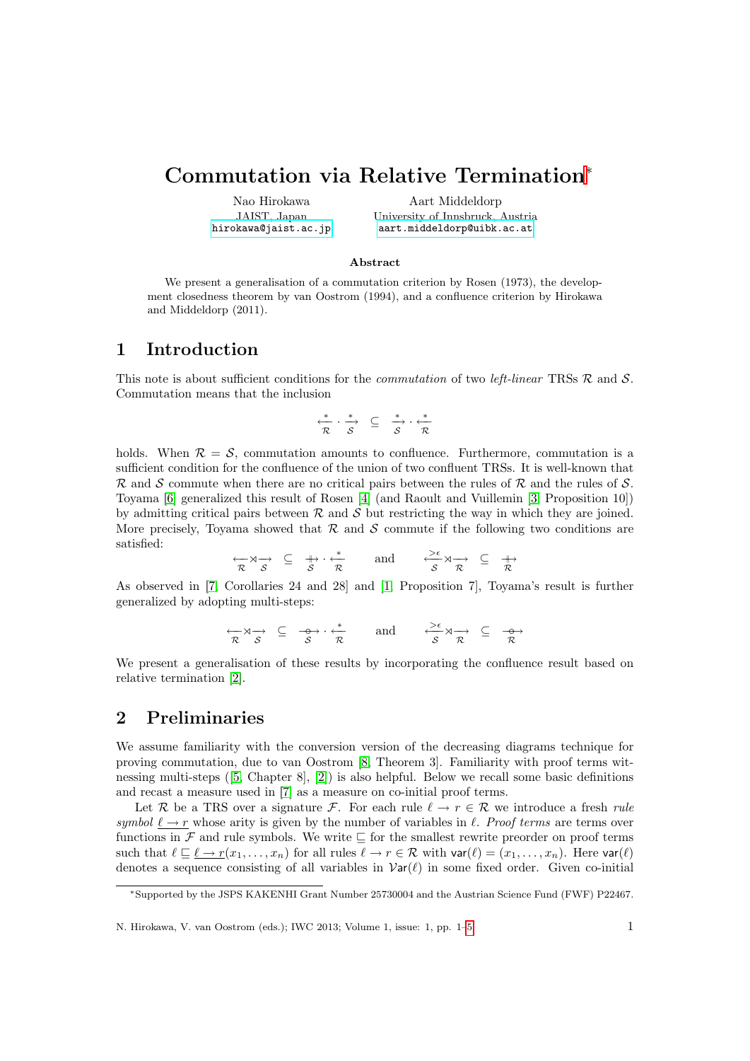# Commutation via Relative Termination*

Nao Hirokawa
JAIST, Japan
hirokawa@jaist.ac.jp

Aart Middeldorp
University of Innsbruck, Austria
aart.middeldorp@uibk.ac.at

**Abstract**

We present a generalisation of a commutation criterion by Rosen (1973), the development closedness theorem by van Oostrom (1994), and a confluence criterion by Hirokawa and Middeldorp (2011).

## 1 Introduction

This note is about sufficient conditions for the *commutation* of two *left-linear* TRSs $\mathcal{R}$ and $\mathcal{S}$. Commutation means that the inclusion

$$\xleftarrow[\mathcal{R}]{*} \cdot \xrightarrow[\mathcal{S}]{*} \;\subseteq\; \xrightarrow[\mathcal{S}]{*} \cdot \xleftarrow[\mathcal{R}]{*}$$

holds. When $\mathcal{R} = \mathcal{S}$, commutation amounts to confluence. Furthermore, commutation is a sufficient condition for the confluence of the union of two confluent TRSs. It is well-known that $\mathcal{R}$ and $\mathcal{S}$ commute when there are no critical pairs between the rules of $\mathcal{R}$ and the rules of $\mathcal{S}$. Toyama [6] generalized this result of Rosen [4] (and Raoult and Vuillemin [3, Proposition 10]) by admitting critical pairs between $\mathcal{R}$ and $\mathcal{S}$ but restricting the way in which they are joined. More precisely, Toyama showed that $\mathcal{R}$ and $\mathcal{S}$ commute if the following two conditions are satisfied:

$$\xleftarrow[\mathcal{R}]{} \rtimes \xrightarrow[\mathcal{S}]{} \;\subseteq\; \mathrel{\underset{\mathcal{S}}{+\!\!\!\!\!\to}} \cdot \xleftarrow[\mathcal{R}]{*} \qquad \text{and} \qquad \xleftarrow[\mathcal{S}]{>\epsilon} \rtimes \xrightarrow[\mathcal{R}]{} \;\subseteq\; \mathrel{\underset{\mathcal{R}}{+\!\!\!\!\!\to}}$$

As observed in [7, Corollaries 24 and 28] and [1, Proposition 7], Toyama's result is further generalized by adopting multi-steps:

$$\xleftarrow[\mathcal{R}]{} \rtimes \xrightarrow[\mathcal{S}]{} \;\subseteq\; \mathrel{\underset{\mathcal{S}}{-\!\!\!\circ\!\!\!\to}} \cdot \xleftarrow[\mathcal{R}]{*} \qquad \text{and} \qquad \xleftarrow[\mathcal{S}]{>\epsilon} \rtimes \xrightarrow[\mathcal{R}]{} \;\subseteq\; \mathrel{\underset{\mathcal{R}}{-\!\!\!\circ\!\!\!\to}}$$

We present a generalisation of these results by incorporating the confluence result based on relative termination [2].

## 2 Preliminaries

We assume familiarity with the conversion version of the decreasing diagrams technique for proving commutation, due to van Oostrom [8, Theorem 3]. Familiarity with proof terms witnessing multi-steps ([5, Chapter 8], [2]) is also helpful. Below we recall some basic definitions and recast a measure used in [7] as a measure on co-initial proof terms.

Let $\mathcal{R}$ be a TRS over a signature $\mathcal{F}$. For each rule $\ell \to r \in \mathcal{R}$ we introduce a fresh *rule symbol* $\underline{\ell \to r}$ whose arity is given by the number of variables in $\ell$. *Proof terms* are terms over functions in $\mathcal{F}$ and rule symbols. We write $\sqsubseteq$ for the smallest rewrite preorder on proof terms such that $\ell \sqsubseteq \underline{\ell \to r}(x_1, \ldots, x_n)$ for all rules $\ell \to r \in \mathcal{R}$ with $\mathsf{var}(\ell) = (x_1, \ldots, x_n)$. Here $\mathsf{var}(\ell)$ denotes a sequence consisting of all variables in $\mathcal{V}\mathsf{ar}(\ell)$ in some fixed order. Given co-initial

*Supported by the JSPS KAKENHI Grant Number 25730004 and the Austrian Science Fund (FWF) P22467.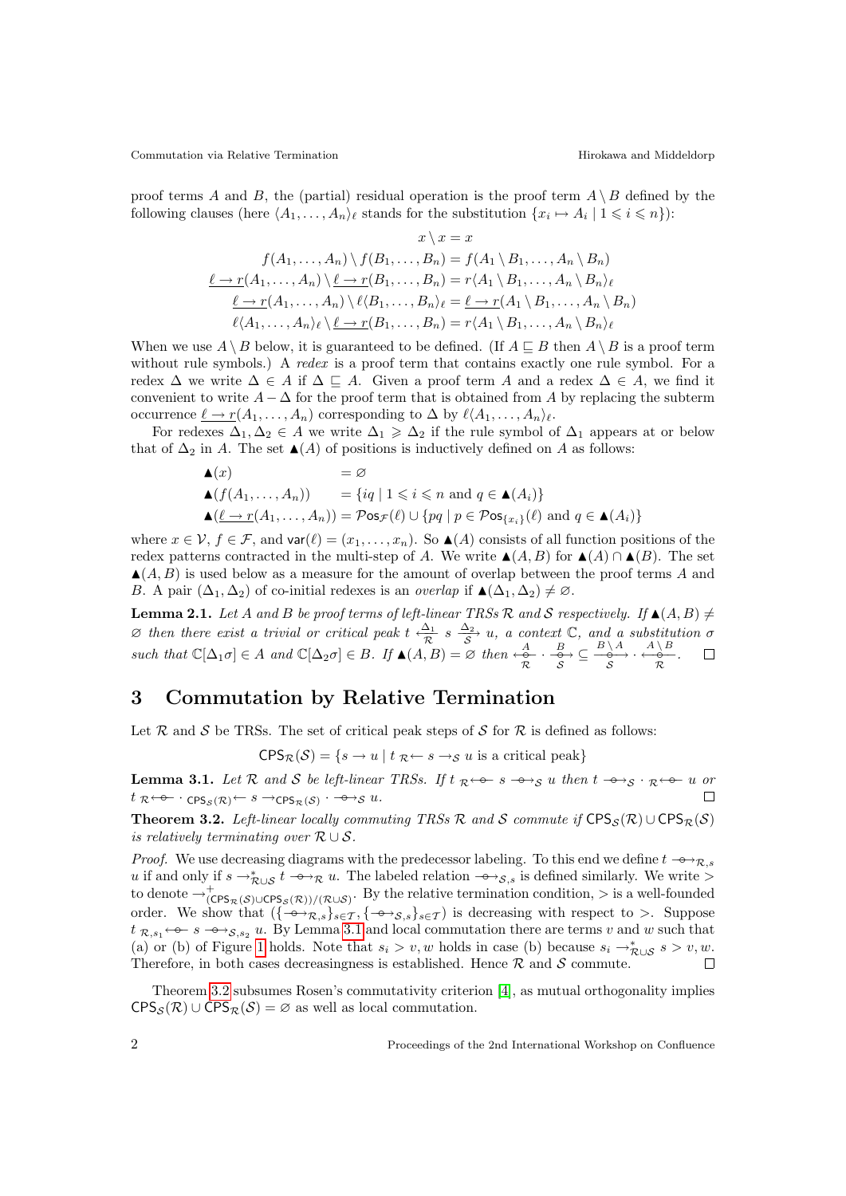proof terms $A$ and $B$, the (partial) residual operation is the proof term $A \setminus B$ defined by the following clauses (here $\langle A_1, \ldots, A_n \rangle_\ell$ stands for the substitution $\{x_i \mapsto A_i \mid 1 \leqslant i \leqslant n\}$):

$$
\begin{aligned}
x \setminus x &= x \\
f(A_1,\ldots,A_n) \setminus f(B_1,\ldots,B_n) &= f(A_1 \setminus B_1,\ldots,A_n \setminus B_n) \\
\underline{\ell \to r}(A_1,\ldots,A_n) \setminus \underline{\ell \to r}(B_1,\ldots,B_n) &= r\langle A_1 \setminus B_1,\ldots,A_n \setminus B_n\rangle_\ell \\
\underline{\ell \to r}(A_1,\ldots,A_n) \setminus \ell\langle B_1,\ldots,B_n\rangle_\ell &= \underline{\ell \to r}(A_1 \setminus B_1,\ldots,A_n \setminus B_n) \\
\ell\langle A_1,\ldots,A_n\rangle_\ell \setminus \underline{\ell \to r}(B_1,\ldots,B_n) &= r\langle A_1 \setminus B_1,\ldots,A_n \setminus B_n\rangle_\ell
\end{aligned}
$$

When we use $A \setminus B$ below, it is guaranteed to be defined. (If $A \sqsubseteq B$ then $A \setminus B$ is a proof term without rule symbols.) A *redex* is a proof term that contains exactly one rule symbol. For a redex $\Delta$ we write $\Delta \in A$ if $\Delta \sqsubseteq A$. Given a proof term $A$ and a redex $\Delta \in A$, we find it convenient to write $A - \Delta$ for the proof term that is obtained from $A$ by replacing the subterm occurrence $\underline{\ell \to r}(A_1,\ldots,A_n)$ corresponding to $\Delta$ by $\ell\langle A_1,\ldots,A_n\rangle_\ell$.

For redexes $\Delta_1, \Delta_2 \in A$ we write $\Delta_1 \geqslant \Delta_2$ if the rule symbol of $\Delta_1$ appears at or below that of $\Delta_2$ in $A$. The set $\blacktriangle(A)$ of positions is inductively defined on $A$ as follows:

$$
\begin{aligned}
&\blacktriangle(x) &&= \varnothing \\
&\blacktriangle(f(A_1,\ldots,A_n)) &&= \{iq \mid 1 \leqslant i \leqslant n \text{ and } q \in \blacktriangle(A_i)\} \\
&\blacktriangle(\underline{\ell \to r}(A_1,\ldots,A_n)) &&= \mathcal{P}\mathsf{os}_{\mathcal{F}}(\ell) \cup \{pq \mid p \in \mathcal{P}\mathsf{os}_{\{x_i\}}(\ell) \text{ and } q \in \blacktriangle(A_i)\}
\end{aligned}
$$

where $x \in \mathcal{V}$, $f \in \mathcal{F}$, and $\mathsf{var}(\ell) = (x_1,\ldots,x_n)$. So $\blacktriangle(A)$ consists of all function positions of the redex patterns contracted in the multi-step of $A$. We write $\blacktriangle(A,B)$ for $\blacktriangle(A) \cap \blacktriangle(B)$. The set $\blacktriangle(A,B)$ is used below as a measure for the amount of overlap between the proof terms $A$ and $B$. A pair $(\Delta_1,\Delta_2)$ of co-initial redexes is an *overlap* if $\blacktriangle(\Delta_1,\Delta_2) \neq \varnothing$.

**Lemma 2.1.** *Let $A$ and $B$ be proof terms of left-linear TRSs $\mathcal{R}$ and $\mathcal{S}$ respectively. If $\blacktriangle(A,B) \neq \varnothing$ then there exist a trivial or critical peak $t \xleftarrow[\mathcal{R}]{\Delta_1} s \xrightarrow[\mathcal{S}]{\Delta_2} u$, a context $\mathbb{C}$, and a substitution $\sigma$ such that $\mathbb{C}[\Delta_1\sigma] \in A$ and $\mathbb{C}[\Delta_2\sigma] \in B$. If $\blacktriangle(A,B) = \varnothing$ then $\xleftarrow[\mathcal{R}]{A} \cdot \xrightarrow[\mathcal{S}]{B} \subseteq \xrightarrow[\mathcal{S}]{B \setminus A} \cdot \xleftarrow[\mathcal{R}]{A \setminus B}$.* □

## 3 Commutation by Relative Termination

Let $\mathcal{R}$ and $\mathcal{S}$ be TRSs. The set of critical peak steps of $\mathcal{S}$ for $\mathcal{R}$ is defined as follows:

$$\mathsf{CPS}_{\mathcal{R}}(\mathcal{S}) = \{s \to u \mid t \;{}_{\mathcal{R}}\!\leftarrow s \to_{\mathcal{S}} u \text{ is a critical peak}\}$$

**Lemma 3.1.** *Let $\mathcal{R}$ and $\mathcal{S}$ be left-linear TRSs. If $t \;{}_{\mathcal{R}}\!\twoheadleftarrow\!\!\!\circ\;\, s \;\circ\!\!\!\twoheadrightarrow_{\mathcal{S}} u$ then $t \;\circ\!\!\!\twoheadrightarrow_{\mathcal{S}} \cdot {}_{\mathcal{R}}\!\twoheadleftarrow\!\!\!\circ\; u$ or $t \;{}_{\mathcal{R}}\!\twoheadleftarrow\!\!\!\circ\; \cdot {}_{\mathsf{CPS}_{\mathcal{S}}(\mathcal{R})}\!\leftarrow s \to_{\mathsf{CPS}_{\mathcal{R}}(\mathcal{S})} \cdot \;\circ\!\!\!\twoheadrightarrow_{\mathcal{S}} u$.* □

**Theorem 3.2.** *Left-linear locally commuting TRSs $\mathcal{R}$ and $\mathcal{S}$ commute if $\mathsf{CPS}_{\mathcal{S}}(\mathcal{R}) \cup \mathsf{CPS}_{\mathcal{R}}(\mathcal{S})$ is relatively terminating over $\mathcal{R} \cup \mathcal{S}$.*

*Proof.* We use decreasing diagrams with the predecessor labeling. To this end we define $t \;\circ\!\!\!\twoheadrightarrow_{\mathcal{R},s} u$ if and only if $s \to^*_{\mathcal{R}\cup\mathcal{S}} t \;\circ\!\!\!\twoheadrightarrow_{\mathcal{R}} u$. The labeled relation $\circ\!\!\!\twoheadrightarrow_{\mathcal{S},s}$ is defined similarly. We write $>$ to denote $\to^+_{(\mathsf{CPS}_{\mathcal{R}}(\mathcal{S})\cup\mathsf{CPS}_{\mathcal{S}}(\mathcal{R}))/(\mathcal{R}\cup\mathcal{S})}$. By the relative termination condition, $>$ is a well-founded order. We show that $(\{\circ\!\!\!\twoheadrightarrow_{\mathcal{R},s}\}_{s\in\mathcal{T}}, \{\circ\!\!\!\twoheadrightarrow_{\mathcal{S},s}\}_{s\in\mathcal{T}})$ is decreasing with respect to $>$. Suppose $t \;{}_{\mathcal{R},s_1}\!\twoheadleftarrow\!\!\!\circ\; s \;\circ\!\!\!\twoheadrightarrow_{\mathcal{S},s_2} u$. By Lemma 3.1 and local commutation there are terms $v$ and $w$ such that (a) or (b) of Figure 1 holds. Note that $s_i > v, w$ holds in case (b) because $s_i \to^*_{\mathcal{R}\cup\mathcal{S}} s > v, w$. Therefore, in both cases decreasingness is established. Hence $\mathcal{R}$ and $\mathcal{S}$ commute. □

Theorem 3.2 subsumes Rosen's commutativity criterion [4], as mutual orthogonality implies $\mathsf{CPS}_{\mathcal{S}}(\mathcal{R}) \cup \mathsf{CPS}_{\mathcal{R}}(\mathcal{S}) = \varnothing$ as well as local commutation.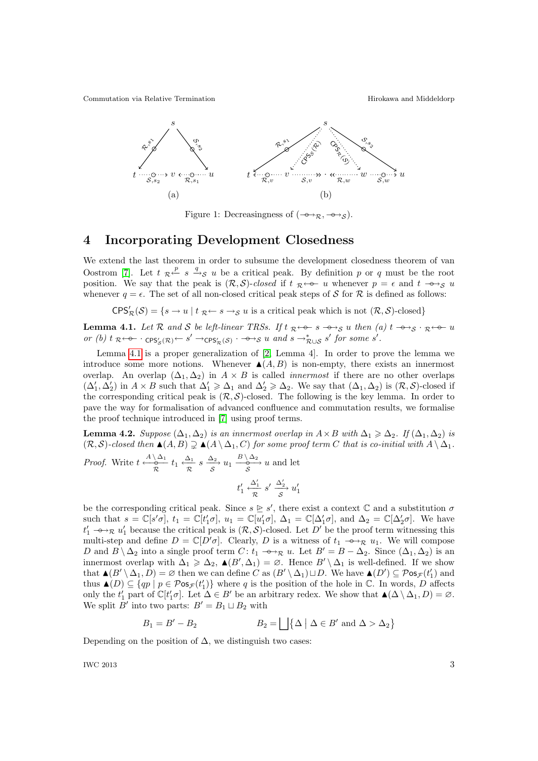Figure 1: Decreasingness of $(\mathrel{\circ\!\!\!\!\to}_{\mathcal{R}}, \mathrel{\circ\!\!\!\!\to}_{\mathcal{S}})$.

## 4 Incorporating Development Closedness

We extend the last theorem in order to subsume the development closedness theorem of van Oostrom [7]. Let $t \;{}_{\mathcal{R}}\!\xleftarrow{p}\; s \xrightarrow{q}_{\mathcal{S}} u$ be a critical peak. By definition $p$ or $q$ must be the root position. We say that the peak is $(\mathcal{R},\mathcal{S})$-*closed* if $t \;{}_{\mathcal{R}}\!\leftarrow\!\!\circ\!\!-\; u$ whenever $p = \epsilon$ and $t \mathrel{-\!\!\circ\!\!\to}_{\mathcal{S}} u$ whenever $q = \epsilon$. The set of all non-closed critical peak steps of $\mathcal{S}$ for $\mathcal{R}$ is defined as follows:

$$\mathsf{CPS}'_{\mathcal{R}}(\mathcal{S}) = \{s \to u \mid t \;{}_{\mathcal{R}}\!\leftarrow s \to_{\mathcal{S}} u \text{ is a critical peak which is not } (\mathcal{R},\mathcal{S})\text{-closed}\}$$

**Lemma 4.1.** *Let $\mathcal{R}$ and $\mathcal{S}$ be left-linear TRSs. If $t \;{}_{\mathcal{R}}\!\leftarrow\!\!\circ\!\!-\; s \mathrel{-\!\!\circ\!\!\to}_{\mathcal{S}} u$ then (a) $t \mathrel{-\!\!\circ\!\!\to}_{\mathcal{S}} \cdot {}_{\mathcal{R}}\!\leftarrow\!\!\circ\!\!-\; u$ or (b) $t \;{}_{\mathcal{R}}\!\leftarrow\!\!\circ\!\!- \cdot {}_{\mathsf{CPS}'_{\mathcal{S}}(\mathcal{R})}\!\leftarrow s' \to_{\mathsf{CPS}'_{\mathcal{R}}(\mathcal{S})} \cdot \mathrel{-\!\!\circ\!\!\to}_{\mathcal{S}} u$ and $s \to^*_{\mathcal{R}\cup\mathcal{S}} s'$ for some $s'$.*

Lemma 4.1 is a proper generalization of [2, Lemma 4]. In order to prove the lemma we introduce some more notions. Whenever $\blacktriangle(A,B)$ is non-empty, there exists an innermost overlap. An overlap $(\Delta_1,\Delta_2)$ in $A \times B$ is called *innermost* if there are no other overlaps $(\Delta_1',\Delta_2')$ in $A \times B$ such that $\Delta_1' \geqslant \Delta_1$ and $\Delta_2' \geqslant \Delta_2$. We say that $(\Delta_1,\Delta_2)$ is $(\mathcal{R},\mathcal{S})$-closed if the corresponding critical peak is $(\mathcal{R},\mathcal{S})$-closed. The following is the key lemma. In order to pave the way for formalisation of advanced confluence and commutation results, we formalise the proof technique introduced in [7] using proof terms.

**Lemma 4.2.** *Suppose $(\Delta_1,\Delta_2)$ is an innermost overlap in $A\times B$ with $\Delta_1 \geqslant \Delta_2$. If $(\Delta_1,\Delta_2)$ is $(\mathcal{R},\mathcal{S})$-closed then $\blacktriangle(A,B) \supsetneq \blacktriangle(A\setminus\Delta_1, C)$ for some proof term $C$ that is co-initial with $A\setminus\Delta_1$.*

*Proof.* Write $t \xleftarrow[\mathcal{R}]{A\setminus\Delta_1} t_1 \xleftarrow[\mathcal{R}]{\Delta_1} s \xrightarrow[\mathcal{S}]{\Delta_2} u_1 \xrightarrow[\mathcal{S}]{B\setminus\Delta_2} u$ and let

$$t_1' \xleftarrow[\mathcal{R}]{\Delta_1'} s' \xrightarrow[\mathcal{S}]{\Delta_2'} u_1'$$

be the corresponding critical peak. Since $s \trianglerighteq s'$, there exist a context $\mathbb{C}$ and a substitution $\sigma$ such that $s = \mathbb{C}[s'\sigma]$, $t_1 = \mathbb{C}[t_1'\sigma]$, $u_1 = \mathbb{C}[u_1'\sigma]$, $\Delta_1 = \mathbb{C}[\Delta_1'\sigma]$, and $\Delta_2 = \mathbb{C}[\Delta_2'\sigma]$. We have $t_1' \mathrel{-\!\!\circ\!\!\to}_{\mathcal{R}} u_1'$ because the critical peak is $(\mathcal{R},\mathcal{S})$-closed. Let $D'$ be the proof term witnessing this multi-step and define $D = \mathbb{C}[D'\sigma]$. Clearly, $D$ is a witness of $t_1 \mathrel{-\!\!\circ\!\!\to}_{\mathcal{R}} u_1$. We will compose $D$ and $B\setminus\Delta_2$ into a single proof term $C\colon t_1 \mathrel{-\!\!\circ\!\!\to}_{\mathcal{R}} u$. Let $B' = B - \Delta_2$. Since $(\Delta_1,\Delta_2)$ is an innermost overlap with $\Delta_1 \geqslant \Delta_2$, $\blacktriangle(B',\Delta_1) = \varnothing$. Hence $B'\setminus\Delta_1$ is well-defined. If we show that $\blacktriangle(B'\setminus\Delta_1, D) = \varnothing$ then we can define $C$ as $(B'\setminus\Delta_1)\sqcup D$. We have $\blacktriangle(D') \subseteq \mathcal{P}\mathsf{os}_{\mathcal{F}}(t_1')$ and thus $\blacktriangle(D) \subseteq \{qp \mid p \in \mathcal{P}\mathsf{os}_{\mathcal{F}}(t_1')\}$ where $q$ is the position of the hole in $\mathbb{C}$. In words, $D$ affects only the $t_1'$ part of $\mathbb{C}[t_1'\sigma]$. Let $\Delta \in B'$ be an arbitrary redex. We show that $\blacktriangle(\Delta\setminus\Delta_1, D) = \varnothing$. We split $B'$ into two parts: $B' = B_1 \sqcup B_2$ with

$$B_1 = B' - B_2 \qquad\qquad B_2 = \bigsqcup\{\Delta \mid \Delta \in B' \text{ and } \Delta > \Delta_2\}$$

Depending on the position of $\Delta$, we distinguish two cases: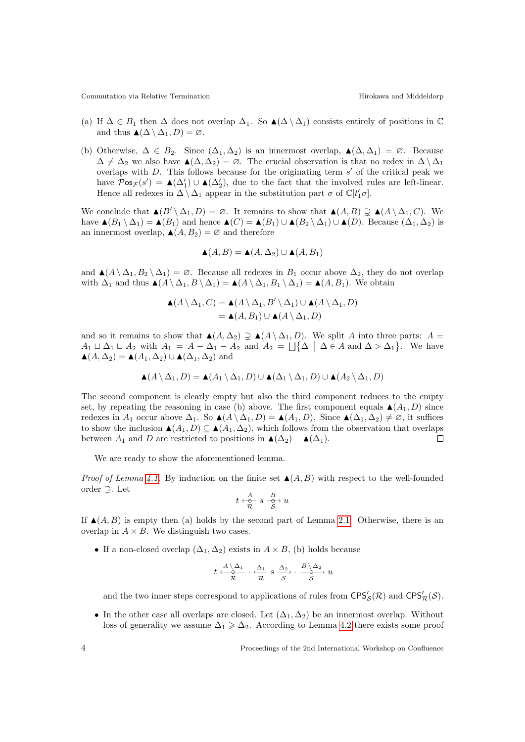(a) If $\Delta \in B_1$ then $\Delta$ does not overlap $\Delta_1$. So $\blacktriangle(\Delta \setminus \Delta_1)$ consists entirely of positions in $\mathbb{C}$ and thus $\blacktriangle(\Delta \setminus \Delta_1, D) = \varnothing$.

(b) Otherwise, $\Delta \in B_2$. Since $(\Delta_1, \Delta_2)$ is an innermost overlap, $\blacktriangle(\Delta, \Delta_1) = \varnothing$. Because $\Delta \neq \Delta_2$ we also have $\blacktriangle(\Delta, \Delta_2) = \varnothing$. The crucial observation is that no redex in $\Delta \setminus \Delta_1$ overlaps with $D$. This follows because for the originating term $s'$ of the critical peak we have $\mathcal{P}\mathsf{os}_{\mathcal{F}}(s') = \blacktriangle(\Delta_1') \cup \blacktriangle(\Delta_2')$, due to the fact that the involved rules are left-linear. Hence all redexes in $\Delta \setminus \Delta_1$ appear in the substitution part $\sigma$ of $\mathbb{C}[t_1'\sigma]$.

We conclude that $\blacktriangle(B' \setminus \Delta_1, D) = \varnothing$. It remains to show that $\blacktriangle(A, B) \supsetneq \blacktriangle(A \setminus \Delta_1, C)$. We have $\blacktriangle(B_1 \setminus \Delta_1) = \blacktriangle(B_1)$ and hence $\blacktriangle(C) = \blacktriangle(B_1) \cup \blacktriangle(B_2 \setminus \Delta_1) \cup \blacktriangle(D)$. Because $(\Delta_1, \Delta_2)$ is an innermost overlap, $\blacktriangle(A, B_2) = \varnothing$ and therefore

$$\blacktriangle(A, B) = \blacktriangle(A, \Delta_2) \cup \blacktriangle(A, B_1)$$

and $\blacktriangle(A \setminus \Delta_1, B_2 \setminus \Delta_1) = \varnothing$. Because all redexes in $B_1$ occur above $\Delta_2$, they do not overlap with $\Delta_1$ and thus $\blacktriangle(A \setminus \Delta_1, B \setminus \Delta_1) = \blacktriangle(A \setminus \Delta_1, B_1 \setminus \Delta_1) = \blacktriangle(A, B_1)$. We obtain

$$\begin{aligned}\blacktriangle(A \setminus \Delta_1, C) &= \blacktriangle(A \setminus \Delta_1, B' \setminus \Delta_1) \cup \blacktriangle(A \setminus \Delta_1, D) \\ &= \blacktriangle(A, B_1) \cup \blacktriangle(A \setminus \Delta_1, D)\end{aligned}$$

and so it remains to show that $\blacktriangle(A, \Delta_2) \supsetneq \blacktriangle(A \setminus \Delta_1, D)$. We split $A$ into three parts: $A = A_1 \sqcup \Delta_1 \sqcup A_2$ with $A_1 = A - \Delta_1 - A_2$ and $A_2 = \bigsqcup\{\Delta \mid \Delta \in A \text{ and } \Delta > \Delta_1\}$. We have $\blacktriangle(A, \Delta_2) = \blacktriangle(A_1, \Delta_2) \cup \blacktriangle(\Delta_1, \Delta_2)$ and

$$\blacktriangle(A \setminus \Delta_1, D) = \blacktriangle(A_1 \setminus \Delta_1, D) \cup \blacktriangle(\Delta_1 \setminus \Delta_1, D) \cup \blacktriangle(A_2 \setminus \Delta_1, D)$$

The second component is clearly empty but also the third component reduces to the empty set, by repeating the reasoning in case (b) above. The first component equals $\blacktriangle(A_1, D)$ since redexes in $A_1$ occur above $\Delta_1$. So $\blacktriangle(A \setminus \Delta_1, D) = \blacktriangle(A_1, D)$. Since $\blacktriangle(\Delta_1, \Delta_2) \neq \varnothing$, it suffices to show the inclusion $\blacktriangle(A_1, D) \subseteq \blacktriangle(A_1, \Delta_2)$, which follows from the observation that overlaps between $A_1$ and $D$ are restricted to positions in $\blacktriangle(\Delta_2) - \blacktriangle(\Delta_1)$. ◻

We are ready to show the aforementioned lemma.

*Proof of Lemma 4.1.* By induction on the finite set $\blacktriangle(A, B)$ with respect to the well-founded order $\supsetneq$. Let

$$t \xleftarrow[\mathcal{R}]{A} s \xrightarrow[\mathcal{S}]{B} u$$

If $\blacktriangle(A, B)$ is empty then (a) holds by the second part of Lemma 2.1. Otherwise, there is an overlap in $A \times B$. We distinguish two cases.

- If a non-closed overlap $(\Delta_1, \Delta_2)$ exists in $A \times B$, (b) holds because

$$t \xleftarrow[\mathcal{R}]{A \setminus \Delta_1} \cdot \xleftarrow[\mathcal{R}]{\Delta_1} s \xrightarrow[\mathcal{S}]{\Delta_2} \cdot \xrightarrow[\mathcal{S}]{B \setminus \Delta_2} u$$

  and the two inner steps correspond to applications of rules from $\mathsf{CPS}'_{\mathcal{S}}(\mathcal{R})$ and $\mathsf{CPS}'_{\mathcal{R}}(\mathcal{S})$.

- In the other case all overlaps are closed. Let $(\Delta_1, \Delta_2)$ be an innermost overlap. Without loss of generality we assume $\Delta_1 \geqslant \Delta_2$. According to Lemma 4.2 there exists some proof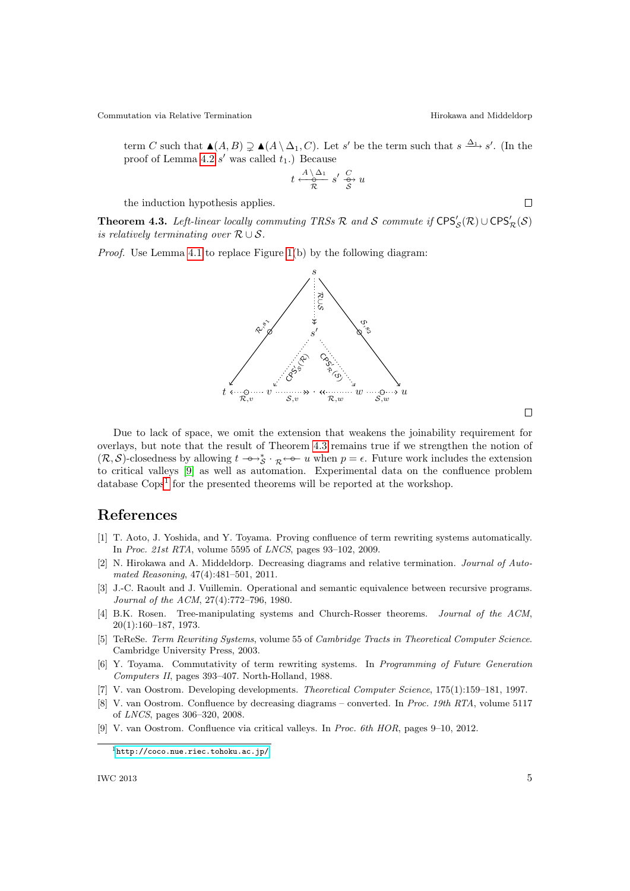term $C$ such that $\blacktriangle(A, B) \supsetneq \blacktriangle(A \setminus \Delta_1, C)$. Let $s'$ be the term such that $s \xrightarrow{\Delta_1} s'$. (In the proof of Lemma 4.2 $s'$ was called $t_1$.) Because

$$t \xleftarrow[\mathcal{R}]{A \setminus \Delta_1} s' \xrightarrow[\mathcal{S}]{C} u$$

the induction hypothesis applies. □

**Theorem 4.3.** *Left-linear locally commuting TRSs $\mathcal{R}$ and $\mathcal{S}$ commute if $\mathsf{CPS}'_{\mathcal{S}}(\mathcal{R}) \cup \mathsf{CPS}'_{\mathcal{R}}(\mathcal{S})$ is relatively terminating over $\mathcal{R} \cup \mathcal{S}$.*

*Proof.* Use Lemma 4.1 to replace Figure 1(b) by the following diagram:

s
R,s1
S,s2
R∪S
s′
CPS′S(R)
CPS′R(S)
t
v
w
u
R,v
S,v
R,w
S,w

□

Due to lack of space, we omit the extension that weakens the joinability requirement for overlaps, but note that the result of Theorem 4.3 remains true if we strengthen the notion of $(\mathcal{R}, \mathcal{S})$-closedness by allowing $t \twoheadrightarrow^*_{\mathcal{S}} \cdot {}_{\mathcal{R}}\!\twoheadleftarrow u$ when $p = \epsilon$. Future work includes the extension to critical valleys [9] as well as automation. Experimental data on the confluence problem database Cops[1] for the presented theorems will be reported at the workshop.

## References

[1] T. Aoto, J. Yoshida, and Y. Toyama. Proving confluence of term rewriting systems automatically. In *Proc. 21st RTA*, volume 5595 of *LNCS*, pages 93–102, 2009.

[2] N. Hirokawa and A. Middeldorp. Decreasing diagrams and relative termination. *Journal of Automated Reasoning*, 47(4):481–501, 2011.

[3] J.-C. Raoult and J. Vuillemin. Operational and semantic equivalence between recursive programs. *Journal of the ACM*, 27(4):772–796, 1980.

[4] B.K. Rosen. Tree-manipulating systems and Church-Rosser theorems. *Journal of the ACM*, 20(1):160–187, 1973.

[5] TeReSe. *Term Rewriting Systems*, volume 55 of *Cambridge Tracts in Theoretical Computer Science*. Cambridge University Press, 2003.

[6] Y. Toyama. Commutativity of term rewriting systems. In *Programming of Future Generation Computers II*, pages 393–407. North-Holland, 1988.

[7] V. van Oostrom. Developing developments. *Theoretical Computer Science*, 175(1):159–181, 1997.

[8] V. van Oostrom. Confluence by decreasing diagrams – converted. In *Proc. 19th RTA*, volume 5117 of *LNCS*, pages 306–320, 2008.

[9] V. van Oostrom. Confluence via critical valleys. In *Proc. 6th HOR*, pages 9–10, 2012.

[1] http://coco.nue.riec.tohoku.ac.jp/